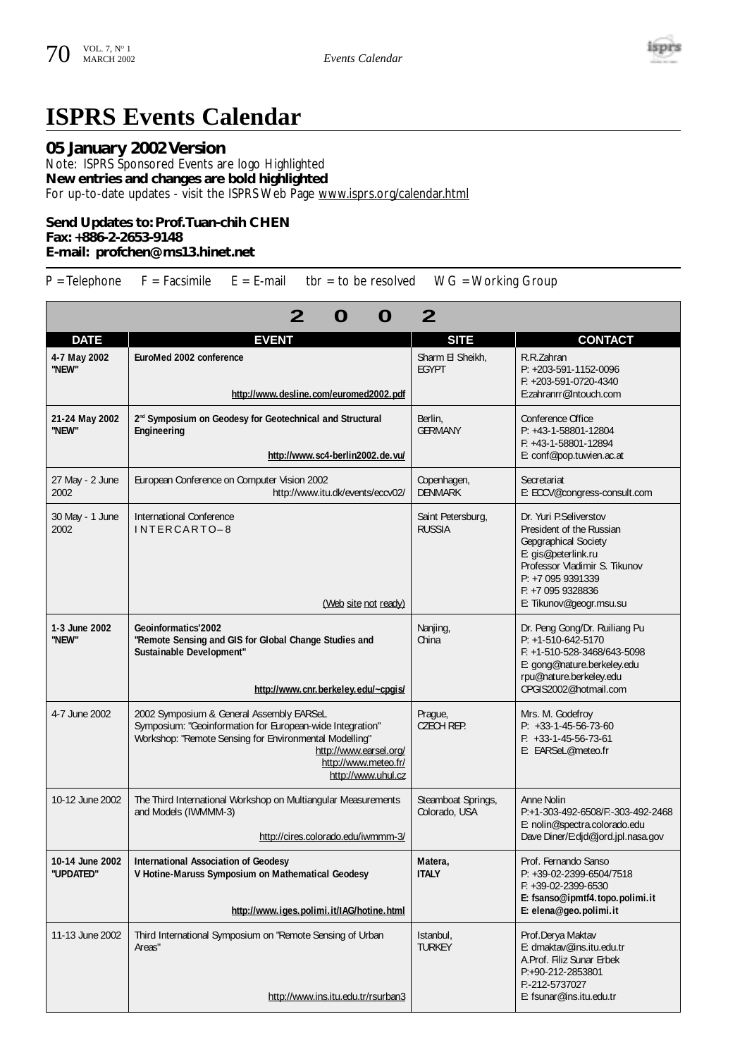# ISPRS Events Calendar

## 05 January 2002 Version

Note: ISPRS Sponsored Events are logo Highlighted
**New entries and changes are bold highlighted**
For up-to-date updates - visit the ISPRS Web Page www.isprs.org/calendar.html

**Send Updates to: Prof.Tuan-chih CHEN**
**Fax: +886-2-2653-9148**
**E-mail: profchen@ms13.hinet.net**

P = Telephone  F = Facsimile  E = E-mail  tbr = to be resolved  WG = Working Group

| 2002 | | | |
|---|---|---|---|
| **DATE** | **EVENT** | **SITE** | **CONTACT** |
| **4-7 May 2002 "NEW"** | **EuroMed 2002 conference** **http://www.desline.com/euromed2002.pdf** | Sharm El Sheikh, EGYPT | R.R.Zahran P: +203-591-1152-0096 F: +203-591-0720-4340 E:zahranrr@Intouch.com |
| **21-24 May 2002 "NEW"** | **2nd Symposium on Geodesy for Geotechnical and Structural Engineering** **http://www.sc4-berlin2002.de.vu/** | Berlin, GERMANY | Conference Office P: +43-1-58801-12804 F: +43-1-58801-12894 E: conf@pop.tuwien.ac.at |
| 27 May - 2 June 2002 | European Conference on Computer Vision 2002 http://www.itu.dk/events/eccv02/ | Copenhagen, DENMARK | Secretariat E: ECCV@congress-consult.com |
| 30 May - 1 June 2002 | International Conference INTERCARTO–8 (Web site not ready) | Saint Petersburg, RUSSIA | Dr. Yuri P.Seliverstov President of the Russian Gepgraphical Society E: gis@peterlink.ru Professor Vladimir S. Tikunov P: +7 095 9391339 F: +7 095 9328836 E: Tikunov@geogr.msu.su |
| **1-3 June 2002 "NEW"** | **Geoinformatics'2002 "Remote Sensing and GIS for Global Change Studies and Sustainable Development"** **http://www.cnr.berkeley.edu/~cpgis/** | Nanjing, China | Dr. Peng Gong/Dr. Ruiliang Pu P: +1-510-642-5170 F: +1-510-528-3468/643-5098 E: gong@nature.berkeley.edu rpu@nature.berkeley.edu CPGIS2002@hotmail.com |
| 4-7 June 2002 | 2002 Symposium & General Assembly EARSeL Symposium: "Geoinformation for European-wide Integration" Workshop: "Remote Sensing for Environmental Modelling" http://www.earsel.org/ http://www.meteo.fr/ http://www.uhul.cz | Prague, CZECH REP. | Mrs. M. Godefroy P: +33-1-45-56-73-60 F: +33-1-45-56-73-61 E: EARSeL@meteo.fr |
| 10-12 June 2002 | The Third International Workshop on Multiangular Measurements and Models (IWMMM-3) http://cires.colorado.edu/iwmmm-3/ | Steamboat Springs, Colorado, USA | Anne Nolin P:+1-303-492-6508/F:-303-492-2468 E: nolin@spectra.colorado.edu Dave Diner/E:djd@jord.jpl.nasa.gov |
| **10-14 June 2002 "UPDATED"** | **International Association of Geodesy V Hotine-Maruss Symposium on Mathematical Geodesy** **http://www.iges.polimi.it/IAG/hotine.html** | **Matera, ITALY** | Prof. Fernando Sanso P: +39-02-2399-6504/7518 F: +39-02-2399-6530 **E: fsanso@ipmtf4.topo.polimi.it** **E: elena@geo.polimi.it** |
| 11-13 June 2002 | Third International Symposium on "Remote Sensing of Urban Areas" http://www.ins.itu.edu.tr/rsurban3 | Istanbul, TURKEY | Prof.Derya Maktav E: dmaktav@ins.itu.edu.tr A.Prof. Filiz Sunar Erbek P:+90-212-2853801 F:-212-5737027 E: fsunar@ins.itu.edu.tr |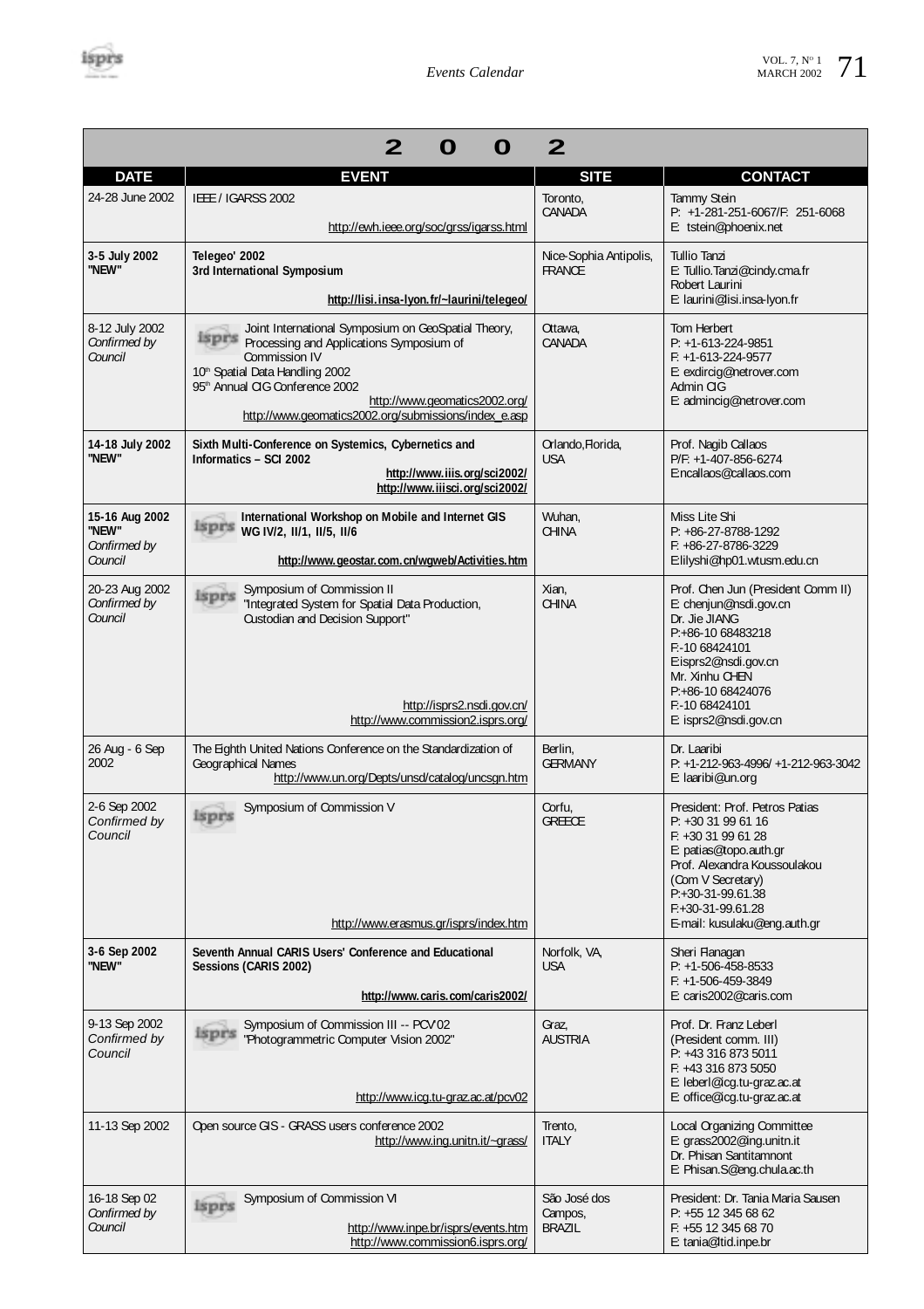| 2002 | | | |
|---|---|---|---|
| **DATE** | **EVENT** | **SITE** | **CONTACT** |
| 24-28 June 2002 | IEEE / IGARSS 2002<br>http://ewh.ieee.org/soc/grss/igarss.html | Toronto, CANADA | Tammy Stein<br>P: +1-281-251-6067/F: 251-6068<br>E: tstein@phoenix.net |
| **3-5 July 2002 "NEW"** | **Telegeo' 2002**<br>**3rd International Symposium**<br>**http://lisi.insa-lyon.fr/~laurini/telegeo/** | Nice-Sophia Antipolis, FRANCE | Tullio Tanzi<br>E: Tullio.Tanzi@cindy.cma.fr<br>Robert Laurini<br>E: laurini@lisi.insa-lyon.fr |
| 8-12 July 2002 *Confirmed by Council* | Joint International Symposium on GeoSpatial Theory, Processing and Applications Symposium of Commission IV<br>10th Spatial Data Handling 2002<br>95th Annual CIG Conference 2002<br>http://www.geomatics2002.org/<br>http://www.geomatics2002.org/submissions/index_e.asp | Ottawa, CANADA | Tom Herbert<br>P: +1-613-224-9851<br>F: +1-613-224-9577<br>E: exdircig@netrover.com<br>Admin CIG<br>E: admincig@netrover.com |
| **14-18 July 2002 "NEW"** | **Sixth Multi-Conference on Systemics, Cybernetics and Informatics – SCI 2002**<br>**http://www.iiis.org/sci2002/**<br>**http://www.iiisci.org/sci2002/** | Orlando, Florida, USA | Prof. Nagib Callaos<br>P/F: +1-407-856-6274<br>E:ncallaos@callaos.com |
| **15-16 Aug 2002 "NEW"** *Confirmed by Council* | **International Workshop on Mobile and Internet GIS WG IV/2, II/1, II/5, II/6**<br>**http://www.geostar.com.cn/wgweb/Activities.htm** | Wuhan, CHINA | Miss Lite Shi<br>P: +86-27-8788-1292<br>F: +86-27-8786-3229<br>E:lilyshi@hp01.wtusm.edu.cn |
| 20-23 Aug 2002 *Confirmed by Council* | Symposium of Commission II<br>"Integrated System for Spatial Data Production, Custodian and Decision Support"<br>http://isprs2.nsdi.gov.cn/<br>http://www.commission2.isprs.org/ | Xian, CHINA | Prof. Chen Jun (President Comm II)<br>E: chenjun@nsdi.gov.cn<br>Dr. Jie JIANG<br>P:+86-10 68483218<br>F:-10 68424101<br>E:isprs2@nsdi.gov.cn<br>Mr. Xinhu CHEN<br>P:+86-10 68424076<br>F:-10 68424101<br>E: isprs2@nsdi.gov.cn |
| 26 Aug - 6 Sep 2002 | The Eighth United Nations Conference on the Standardization of Geographical Names<br>http://www.un.org/Depts/unsd/catalog/uncsgn.htm | Berlin, GERMANY | Dr. Laaribi<br>P: +1-212-963-4996/ +1-212-963-3042<br>E: laaribi@un.org |
| 2-6 Sep 2002 *Confirmed by Council* | Symposium of Commission V<br>http://www.erasmus.gr/isprs/index.htm | Corfu, GREECE | President: Prof. Petros Patias<br>P: +30 31 99 61 16<br>F: +30 31 99 61 28<br>E: patias@topo.auth.gr<br>Prof. Alexandra Koussoulakou (Com V Secretary)<br>P:+30-31-99.61.38<br>F:+30-31-99.61.28<br>E-mail: kusulaku@eng.auth.gr |
| **3-6 Sep 2002 "NEW"** | **Seventh Annual CARIS Users' Conference and Educational Sessions (CARIS 2002)**<br>**http://www.caris.com/caris2002/** | Norfolk, VA, USA | Sheri Flanagan<br>P: +1-506-458-8533<br>F: +1-506-459-3849<br>E: caris2002@caris.com |
| 9-13 Sep 2002 *Confirmed by Council* | Symposium of Commission III -- PCV'02<br>"Photogrammetric Computer Vision 2002"<br>http://www.icg.tu-graz.ac.at/pcv02 | Graz, AUSTRIA | Prof. Dr. Franz Leberl (President comm. III)<br>P: +43 316 873 5011<br>F: +43 316 873 5050<br>E: leberl@icg.tu-graz.ac.at<br>E: office@icg.tu-graz.ac.at |
| 11-13 Sep 2002 | Open source GIS - GRASS users conference 2002<br>http://www.ing.unitn.it/~grass/ | Trento, ITALY | Local Organizing Committee<br>E: grass2002@ing.unitn.it<br>Dr. Phisan Santitamnont<br>E: Phisan.S@eng.chula.ac.th |
| 16-18 Sep 02 *Confirmed by Council* | Symposium of Commission VI<br>http://www.inpe.br/isprs/events.htm<br>http://www.commission6.isprs.org/ | São José dos Campos, BRAZIL | President: Dr. Tania Maria Sausen<br>P: +55 12 345 68 62<br>F: +55 12 345 68 70<br>E: tania@ltid.inpe.br |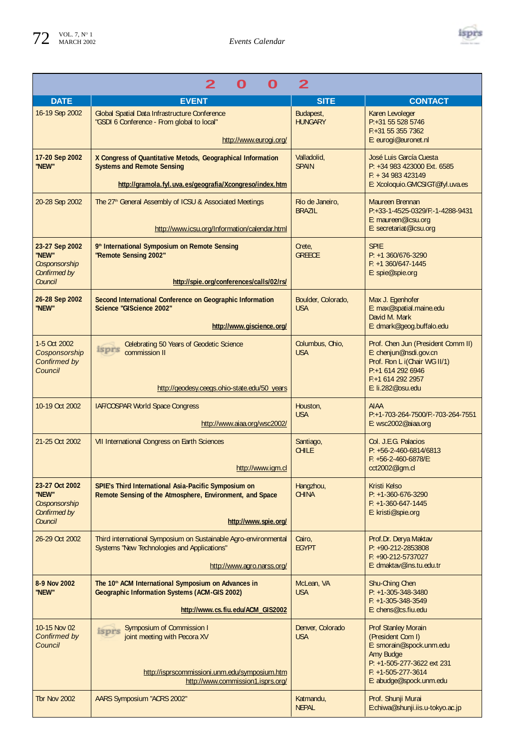# 2 0 0 2

| DATE | EVENT | SITE | CONTACT |
|---|---|---|---|
| 16-19 Sep 2002 | Global Spatial Data Infrastructure Conference "GSDI 6 Conference - From global to local" http://www.eurogi.org/ | Budapest, HUNGARY | Karen Levoleger P:+31 55 528 5746 F:+31 55 355 7362 E: eurogi@euronet.nl |
| **17-20 Sep 2002 "NEW"** | **X Congress of Quantitative Metods, Geographical Information Systems and Remote Sensing** **http://gramola.fyl.uva.es/geografia/Xcongreso/index.htm** | Valladolid, SPAIN | José Luis García Cuesta P: +34 983 423000 Ext. 6585 F: + 34 983 423149 E: Xcoloquio.GMCSIGT@fyl.uva.es |
| 20-28 Sep 2002 | The 27th General Assembly of ICSU & Associated Meetings http://www.icsu.org/Information/calendar.html | Rio de Janeiro, BRAZIL | Maureen Brennan P:+33-1-4525-0329/F:-1-4288-9431 E: maureen@icsu.org E: secretariat@icsu.org |
| **23-27 Sep 2002 "NEW"** *Cosponsorship Confirmed by Council* | **9th International Symposium on Remote Sensing "Remote Sensing 2002"** **http://spie.org/conferences/calls/02/rs/** | Crete, GREECE | SPIE P: +1 360/676-3290 F: +1 360/647-1445 E: spie@spie.org |
| **26-28 Sep 2002 "NEW"** | **Second International Conference on Geographic Information Science "GIScience 2002"** **http://www.giscience.org/** | Boulder, Colorado, USA | Max J. Egenhofer E: max@spatial.maine.edu David M. Mark E: dmark@geog.buffalo.edu |
| 1-5 Oct 2002 *Cosponsorship Confirmed by Council* | isprs Celebrating 50 Years of Geodetic Science commission II http://geodesy.ceegs.ohio-state.edu/50_years | Columbus, Ohio, USA | Prof. Chen Jun (President Comm II) E: chenjun@nsdi.gov.cn Prof. Ron L i(Chair WG II/1) P:+1 614 292 6946 F:+1 614 292 2957 E: li.282@osu.edu |
| 10-19 Oct 2002 | IAF/COSPAR World Space Congress http://www.aiaa.org/wsc2002/ | Houston, USA | AIAA P:+1-703-264-7500/F:-703-264-7551 E: wsc2002@aiaa.org |
| 21-25 Oct 2002 | VII International Congress on Earth Sciences http://www.igm.cl | Santiago, CHILE | Col. J.E.G. Palacios P: +56-2-460-6814/6813 F: +56-2-460-6878/E: cct2002@igm.cl |
| **23-27 Oct 2002 "NEW"** *Cosponsorship Confirmed by Council* | **SPIE's Third International Asia-Pacific Symposium on Remote Sensing of the Atmosphere, Environment, and Space** **http://www.spie.org/** | Hangzhou, CHINA | Kristi Kelso P: +1-360-676-3290 F: +1-360-647-1445 E: kristi@spie.org |
| 26-29 Oct 2002 | Third international Symposium on Sustainable Agro-environmental Systems "New Technologies and Applications" http://www.agro.narss.org/ | Cairo, EGYPT | Prof.Dr. Derya Maktav P: +90-212-2853808 F: +90-212-5737027 E: dmaktav@ins.tu.edu.tr |
| **8-9 Nov 2002 "NEW"** | **The 10th ACM International Symposium on Advances in Geographic Information Systems (ACM-GIS 2002)** **http://www.cs.fiu.edu/ACM_GIS2002** | McLean, VA USA | Shu-Ching Chen P: +1-305-348-3480 F: +1-305-348-3549 E: chens@cs.fiu.edu |
| 10-15 Nov 02 *Confirmed by Council* | isprs Symposium of Commission I joint meeting with Pecora XV http://isprscommissioni.unm.edu/symposium.htm http://www.commission1.isprs.org/ | Denver, Colorado USA | Prof Stanley Morain (President Com I) E: smorain@spock.unm.edu Amy Budge P: +1-505-277-3622 ext 231 F: +1-505-277-3614 E: abudge@spock.unm.edu |
| Tbr Nov 2002 | AARS Symposium "ACRS 2002" | Katmandu, NEPAL | Prof. Shunji Murai E:chiwa@shunji.iis.u-tokyo.ac.jp |